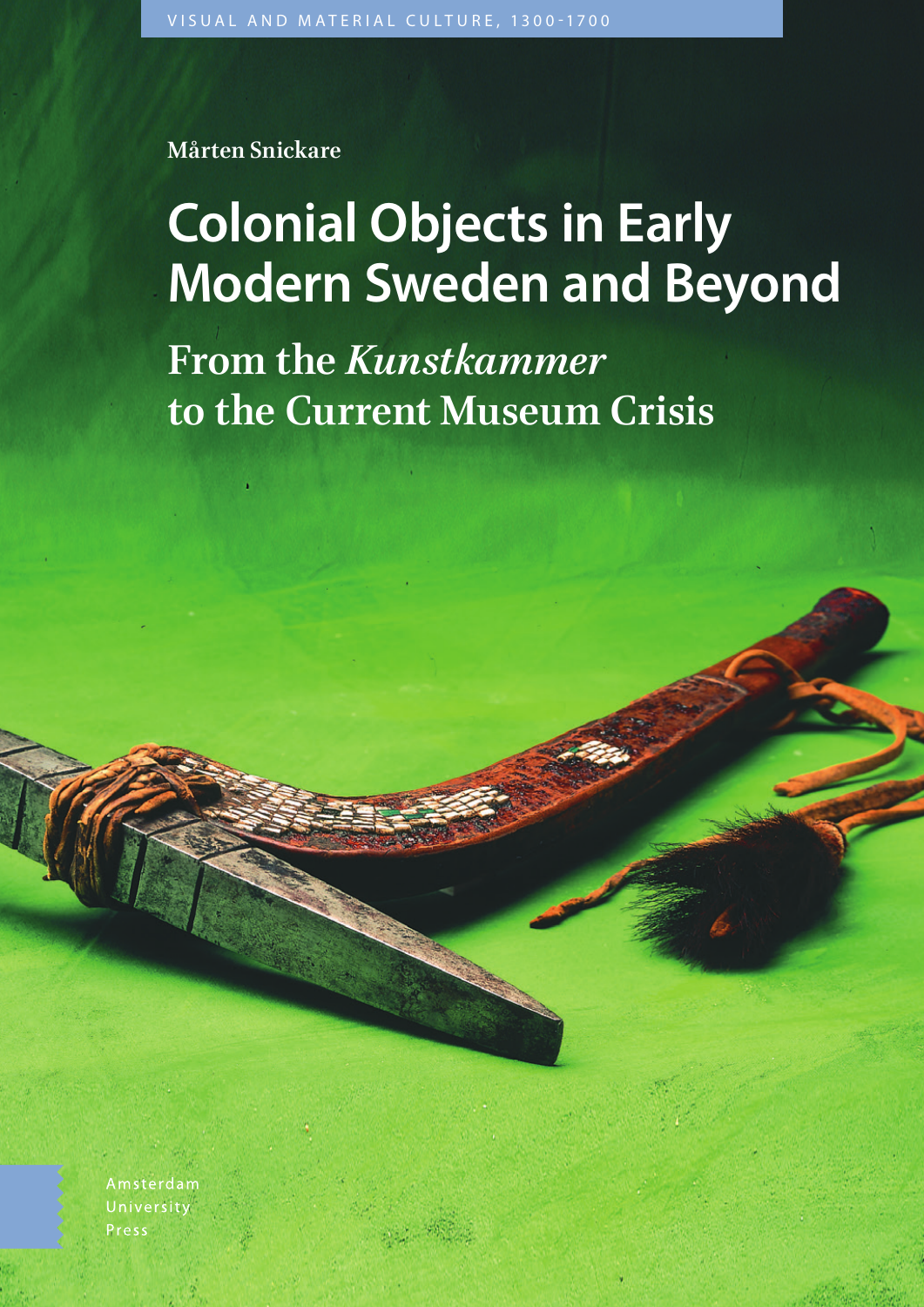VISUAL AND MATERIAL CULTURE, 1300-1700

**Mårten Snickare**

# Colonial Objects in Early Modern Sweden and Beyond

## From the *Kunstkammer* to the Current Museum Crisis

Amsterdam University Press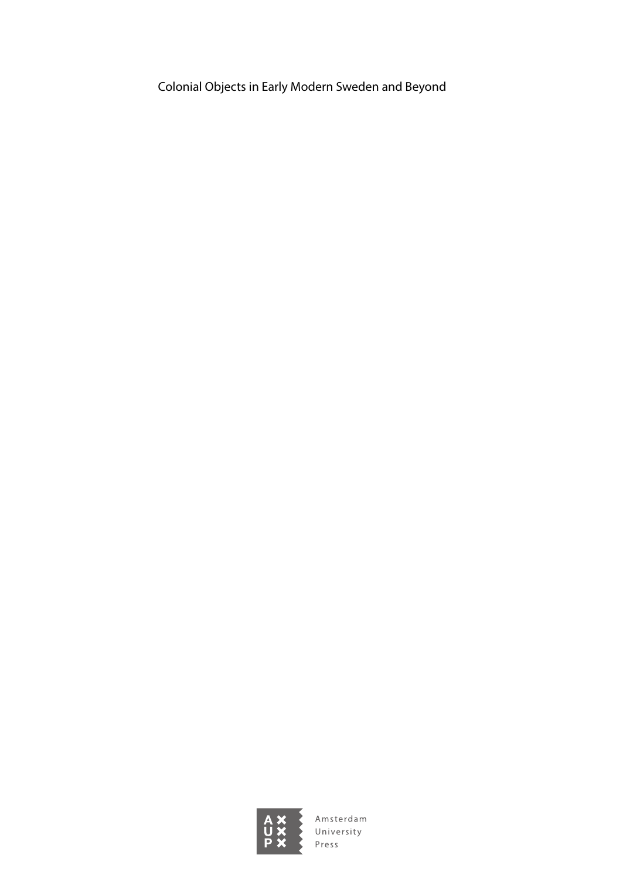Colonial Objects in Early Modern Sweden and Beyond

Amsterdam
University
Press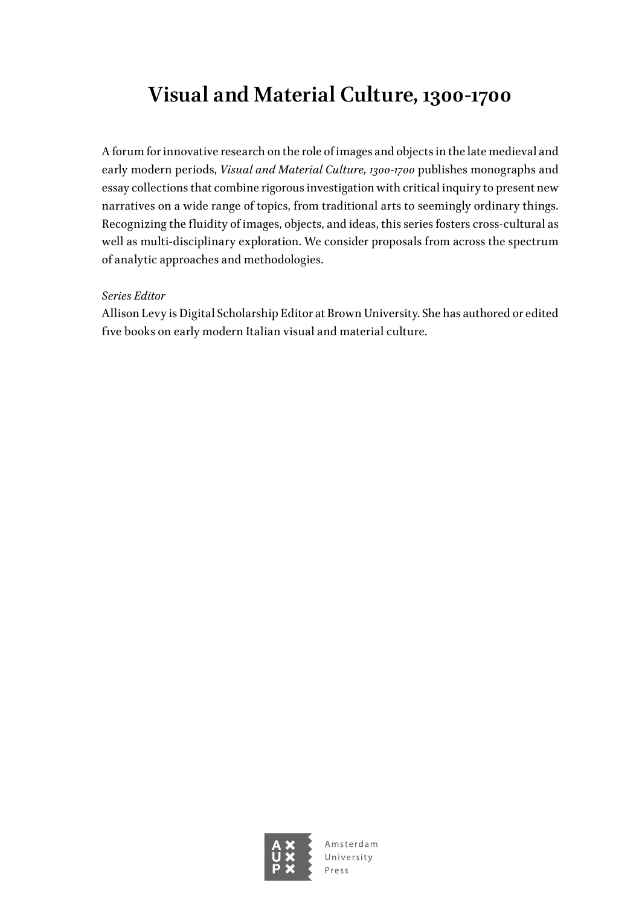# Visual and Material Culture, 1300-1700

A forum for innovative research on the role of images and objects in the late medieval and early modern periods, *Visual and Material Culture, 1300-1700* publishes monographs and essay collections that combine rigorous investigation with critical inquiry to present new narratives on a wide range of topics, from traditional arts to seemingly ordinary things. Recognizing the fluidity of images, objects, and ideas, this series fosters cross-cultural as well as multi-disciplinary exploration. We consider proposals from across the spectrum of analytic approaches and methodologies.

*Series Editor*

Allison Levy is Digital Scholarship Editor at Brown University. She has authored or edited five books on early modern Italian visual and material culture.

Amsterdam University Press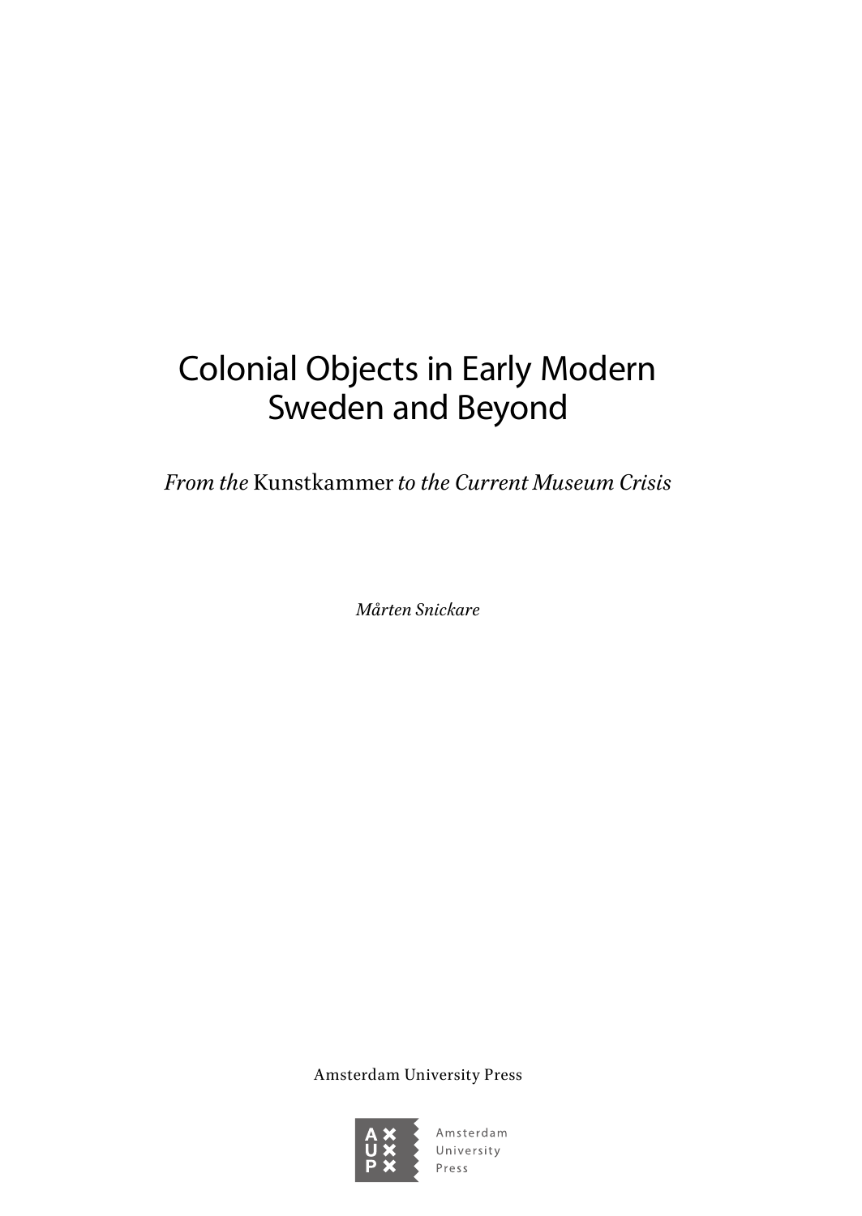# Colonial Objects in Early Modern Sweden and Beyond

*From the* Kunstkammer *to the Current Museum Crisis*

*Mårten Snickare*

Amsterdam University Press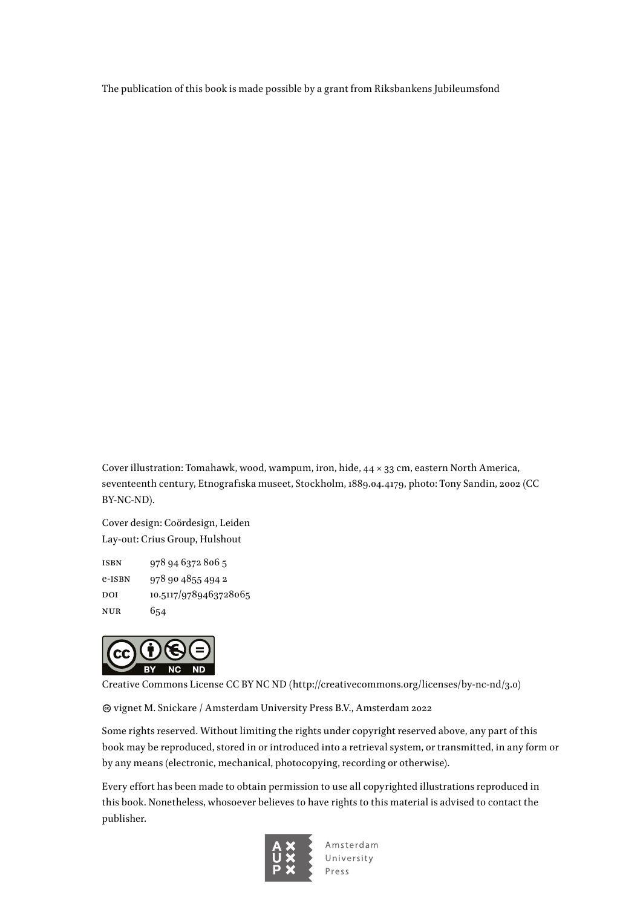The publication of this book is made possible by a grant from Riksbankens Jubileumsfond

Cover illustration: Tomahawk, wood, wampum, iron, hide, 44 × 33 cm, eastern North America, seventeenth century, Etnografiska museet, Stockholm, 1889.04.4179, photo: Tony Sandin, 2002 (CC BY-NC-ND).

Cover design: Coördesign, Leiden
Lay-out: Crius Group, Hulshout

ISBN 978 94 6372 806 5
e-ISBN 978 90 4855 494 2
DOI 10.5117/9789463728065
NUR 654

Creative Commons License CC BY NC ND (http://creativecommons.org/licenses/by-nc-nd/3.0)

© vignet M. Snickare / Amsterdam University Press B.V., Amsterdam 2022

Some rights reserved. Without limiting the rights under copyright reserved above, any part of this book may be reproduced, stored in or introduced into a retrieval system, or transmitted, in any form or by any means (electronic, mechanical, photocopying, recording or otherwise).

Every effort has been made to obtain permission to use all copyrighted illustrations reproduced in this book. Nonetheless, whosoever believes to have rights to this material is advised to contact the publisher.

Amsterdam University Press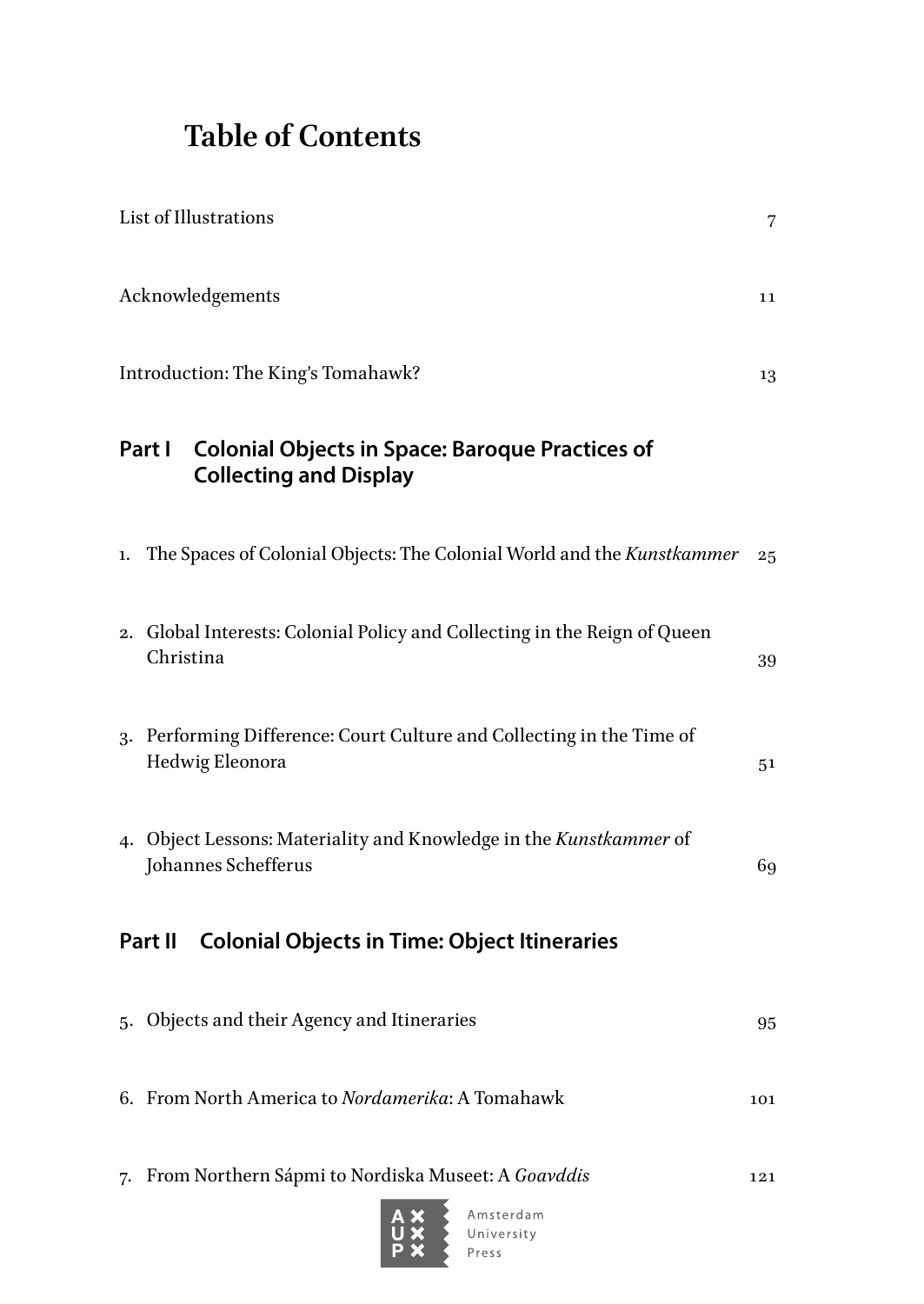# Table of Contents

List of Illustrations 7

Acknowledgements 11

Introduction: The King's Tomahawk? 13

## Part I Colonial Objects in Space: Baroque Practices of Collecting and Display

1. The Spaces of Colonial Objects: The Colonial World and the *Kunstkammer* 25

2. Global Interests: Colonial Policy and Collecting in the Reign of Queen Christina 39

3. Performing Difference: Court Culture and Collecting in the Time of Hedwig Eleonora 51

4. Object Lessons: Materiality and Knowledge in the *Kunstkammer* of Johannes Schefferus 69

## Part II Colonial Objects in Time: Object Itineraries

5. Objects and their Agency and Itineraries 95

6. From North America to *Nordamerika*: A Tomahawk 101

7. From Northern Sápmi to Nordiska Museet: A *Goavddis* 121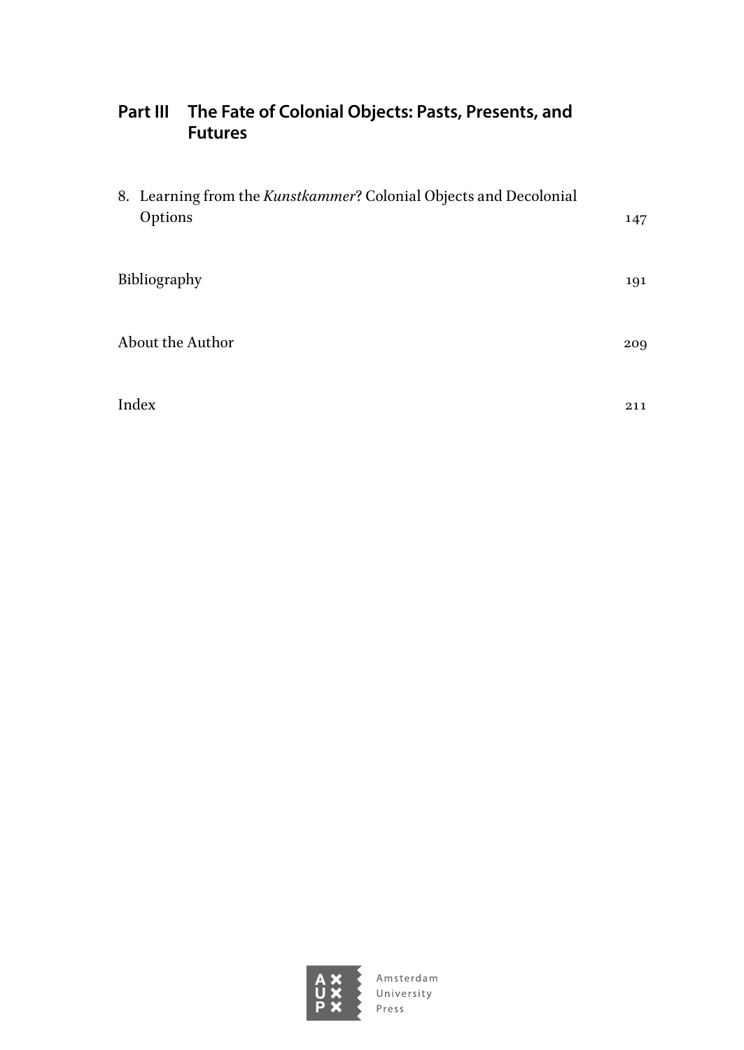## Part III The Fate of Colonial Objects: Pasts, Presents, and Futures

8. Learning from the *Kunstkammer*? Colonial Objects and Decolonial Options 147

Bibliography 191

About the Author 209

Index 211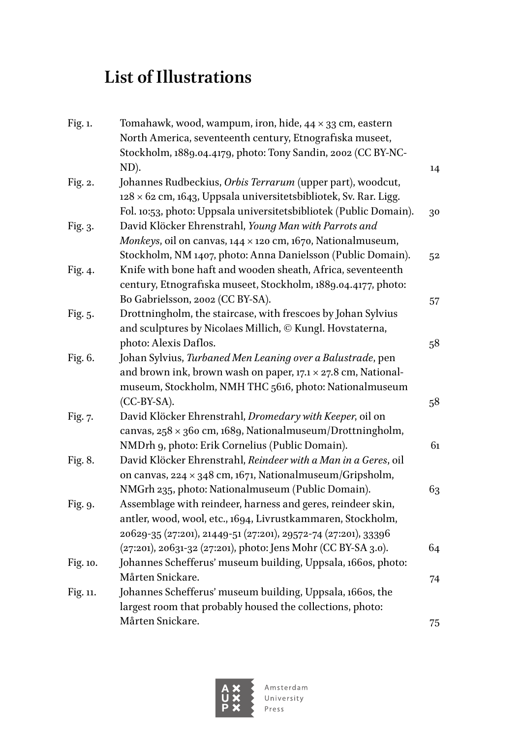# List of Illustrations

Fig. 1. Tomahawk, wood, wampum, iron, hide, 44 × 33 cm, eastern North America, seventeenth century, Etnografiska museet, Stockholm, 1889.04.4179, photo: Tony Sandin, 2002 (CC BY-NC-ND). 14

Fig. 2. Johannes Rudbeckius, *Orbis Terrarum* (upper part), woodcut, 128 × 62 cm, 1643, Uppsala universitetsbibliotek, Sv. Rar. Ligg. Fol. 10:53, photo: Uppsala universitetsbibliotek (Public Domain). 30

Fig. 3. David Klöcker Ehrenstrahl, *Young Man with Parrots and Monkeys*, oil on canvas, 144 × 120 cm, 1670, Nationalmuseum, Stockholm, NM 1407, photo: Anna Danielsson (Public Domain). 52

Fig. 4. Knife with bone haft and wooden sheath, Africa, seventeenth century, Etnografiska museet, Stockholm, 1889.04.4177, photo: Bo Gabrielsson, 2002 (CC BY-SA). 57

Fig. 5. Drottningholm, the staircase, with frescoes by Johan Sylvius and sculptures by Nicolaes Millich, © Kungl. Hovstaterna, photo: Alexis Daflos. 58

Fig. 6. Johan Sylvius, *Turbaned Men Leaning over a Balustrade*, pen and brown ink, brown wash on paper, 17.1 × 27.8 cm, Nationalmuseum, Stockholm, NMH THC 5616, photo: Nationalmuseum (CC-BY-SA). 58

Fig. 7. David Klöcker Ehrenstrahl, *Dromedary with Keeper*, oil on canvas, 258 × 360 cm, 1689, Nationalmuseum/Drottningholm, NMDrh 9, photo: Erik Cornelius (Public Domain). 61

Fig. 8. David Klöcker Ehrenstrahl, *Reindeer with a Man in a Geres*, oil on canvas, 224 × 348 cm, 1671, Nationalmuseum/Gripsholm, NMGrh 235, photo: Nationalmuseum (Public Domain). 63

Fig. 9. Assemblage with reindeer, harness and geres, reindeer skin, antler, wood, wool, etc., 1694, Livrustkammaren, Stockholm, 20629-35 (27:201), 21449-51 (27:201), 29572-74 (27:201), 33396 (27:201), 20631-32 (27:201), photo: Jens Mohr (CC BY-SA 3.0). 64

Fig. 10. Johannes Schefferus' museum building, Uppsala, 1660s, photo: Mårten Snickare. 74

Fig. 11. Johannes Schefferus' museum building, Uppsala, 1660s, the largest room that probably housed the collections, photo: Mårten Snickare. 75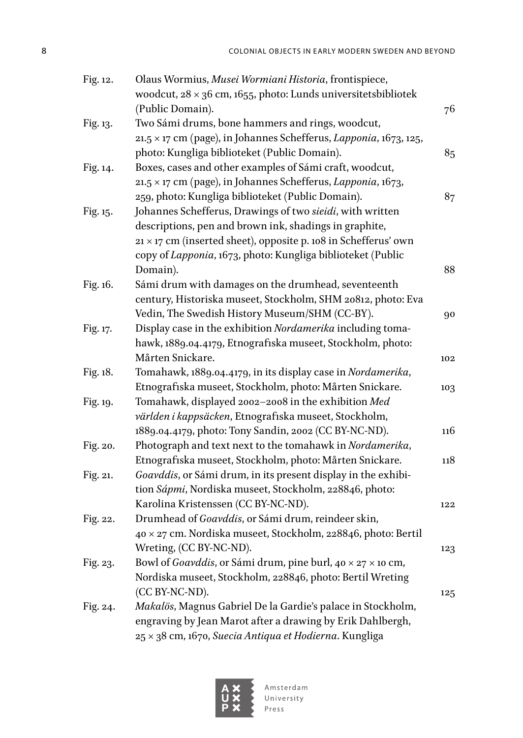| | | |
|---|---|---|
| Fig. 12. | Olaus Wormius, *Musei Wormiani Historia*, frontispiece, woodcut, 28 × 36 cm, 1655, photo: Lunds universitetsbibliotek (Public Domain). | 76 |
| Fig. 13. | Two Sámi drums, bone hammers and rings, woodcut, 21.5 × 17 cm (page), in Johannes Schefferus, *Lapponia*, 1673, 125, photo: Kungliga biblioteket (Public Domain). | 85 |
| Fig. 14. | Boxes, cases and other examples of Sámi craft, woodcut, 21.5 × 17 cm (page), in Johannes Schefferus, *Lapponia*, 1673, 259, photo: Kungliga biblioteket (Public Domain). | 87 |
| Fig. 15. | Johannes Schefferus, Drawings of two *sieidi*, with written descriptions, pen and brown ink, shadings in graphite, 21 × 17 cm (inserted sheet), opposite p. 108 in Schefferus' own copy of *Lapponia*, 1673, photo: Kungliga biblioteket (Public Domain). | 88 |
| Fig. 16. | Sámi drum with damages on the drumhead, seventeenth century, Historiska museet, Stockholm, SHM 20812, photo: Eva Vedin, The Swedish History Museum/SHM (CC-BY). | 90 |
| Fig. 17. | Display case in the exhibition *Nordamerika* including tomahawk, 1889.04.4179, Etnografiska museet, Stockholm, photo: Mårten Snickare. | 102 |
| Fig. 18. | Tomahawk, 1889.04.4179, in its display case in *Nordamerika*, Etnografiska museet, Stockholm, photo: Mårten Snickare. | 103 |
| Fig. 19. | Tomahawk, displayed 2002–2008 in the exhibition *Med världen i kappsäcken*, Etnografiska museet, Stockholm, 1889.04.4179, photo: Tony Sandin, 2002 (CC BY-NC-ND). | 116 |
| Fig. 20. | Photograph and text next to the tomahawk in *Nordamerika*, Etnografiska museet, Stockholm, photo: Mårten Snickare. | 118 |
| Fig. 21. | *Goavddis*, or Sámi drum, in its present display in the exhibition *Sápmi*, Nordiska museet, Stockholm, 228846, photo: Karolina Kristenssen (CC BY-NC-ND). | 122 |
| Fig. 22. | Drumhead of *Goavddis*, or Sámi drum, reindeer skin, 40 × 27 cm. Nordiska museet, Stockholm, 228846, photo: Bertil Wreting, (CC BY-NC-ND). | 123 |
| Fig. 23. | Bowl of *Goavddis*, or Sámi drum, pine burl, 40 × 27 × 10 cm, Nordiska museet, Stockholm, 228846, photo: Bertil Wreting (CC BY-NC-ND). | 125 |
| Fig. 24. | *Makalös*, Magnus Gabriel De la Gardie's palace in Stockholm, engraving by Jean Marot after a drawing by Erik Dahlbergh, 25 × 38 cm, 1670, *Suecia Antiqua et Hodierna*. Kungliga | |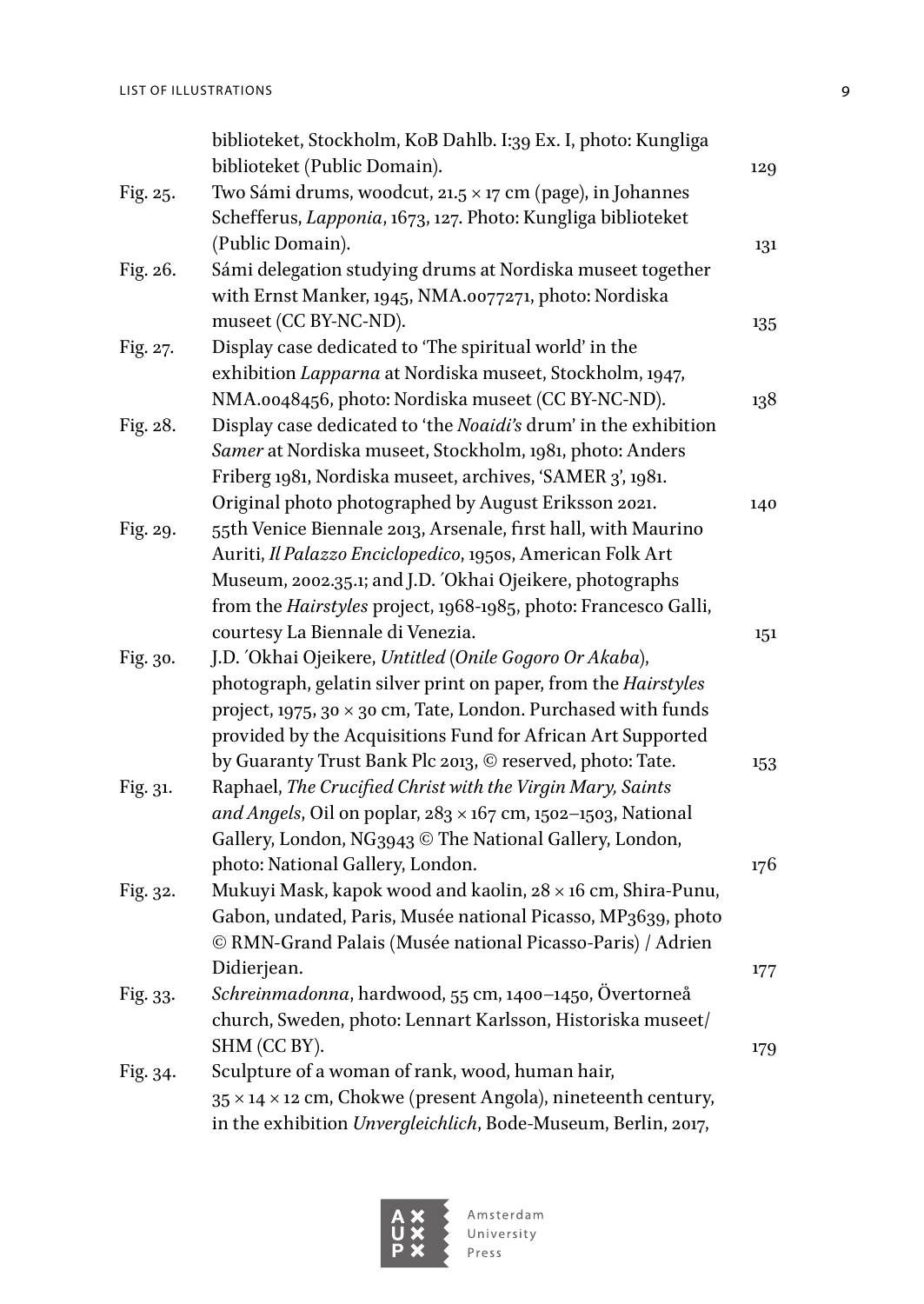biblioteket, Stockholm, KoB Dahlb. I:39 Ex. I, photo: Kungliga biblioteket (Public Domain). 129

Fig. 25. Two Sámi drums, woodcut, 21.5 × 17 cm (page), in Johannes Schefferus, *Lapponia*, 1673, 127. Photo: Kungliga biblioteket (Public Domain). 131

Fig. 26. Sámi delegation studying drums at Nordiska museet together with Ernst Manker, 1945, NMA.0077271, photo: Nordiska museet (CC BY-NC-ND). 135

Fig. 27. Display case dedicated to 'The spiritual world' in the exhibition *Lapparna* at Nordiska museet, Stockholm, 1947, NMA.0048456, photo: Nordiska museet (CC BY-NC-ND). 138

Fig. 28. Display case dedicated to 'the *Noaidi's* drum' in the exhibition *Samer* at Nordiska museet, Stockholm, 1981, photo: Anders Friberg 1981, Nordiska museet, archives, 'SAMER 3', 1981. Original photo photographed by August Eriksson 2021. 140

Fig. 29. 55th Venice Biennale 2013, Arsenale, first hall, with Maurino Auriti, *Il Palazzo Enciclopedico*, 1950s, American Folk Art Museum, 2002.35.1; and J.D. ʼOkhai Ojeikere, photographs from the *Hairstyles* project, 1968-1985, photo: Francesco Galli, courtesy La Biennale di Venezia. 151

Fig. 30. J.D. ʼOkhai Ojeikere, *Untitled* (*Onile Gogoro Or Akaba*), photograph, gelatin silver print on paper, from the *Hairstyles* project, 1975, 30 × 30 cm, Tate, London. Purchased with funds provided by the Acquisitions Fund for African Art Supported by Guaranty Trust Bank Plc 2013, © reserved, photo: Tate. 153

Fig. 31. Raphael, *The Crucified Christ with the Virgin Mary, Saints and Angels*, Oil on poplar, 283 × 167 cm, 1502–1503, National Gallery, London, NG3943 © The National Gallery, London, photo: National Gallery, London. 176

Fig. 32. Mukuyi Mask, kapok wood and kaolin, 28 × 16 cm, Shira-Punu, Gabon, undated, Paris, Musée national Picasso, MP3639, photo © RMN-Grand Palais (Musée national Picasso-Paris) / Adrien Didierjean. 177

Fig. 33. *Schreinmadonna*, hardwood, 55 cm, 1400–1450, Övertorneå church, Sweden, photo: Lennart Karlsson, Historiska museet/SHM (CC BY). 179

Fig. 34. Sculpture of a woman of rank, wood, human hair, 35 × 14 × 12 cm, Chokwe (present Angola), nineteenth century, in the exhibition *Unvergleichlich*, Bode-Museum, Berlin, 2017,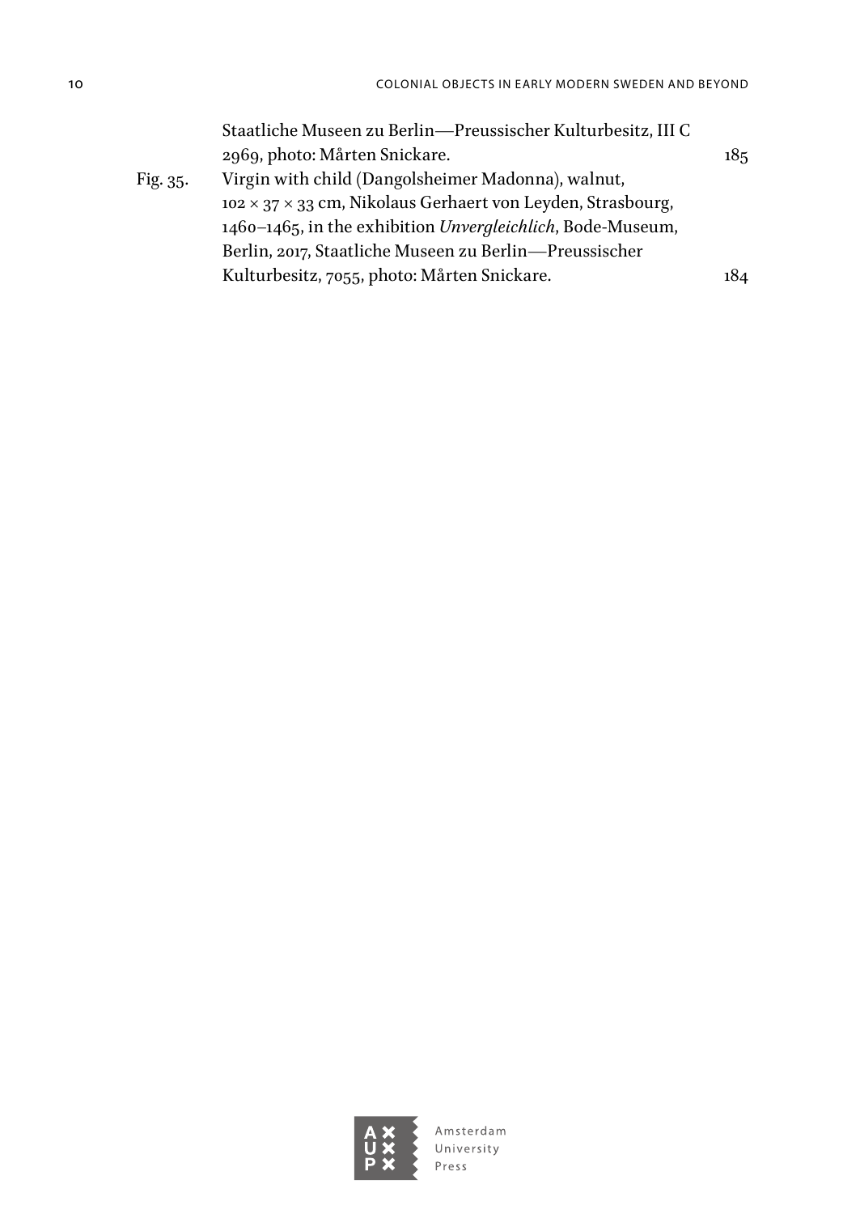Staatliche Museen zu Berlin—Preussischer Kulturbesitz, III C 2969, photo: Mårten Snickare. 185

Fig. 35. Virgin with child (Dangolsheimer Madonna), walnut, 102 × 37 × 33 cm, Nikolaus Gerhaert von Leyden, Strasbourg, 1460–1465, in the exhibition *Unvergleichlich*, Bode-Museum, Berlin, 2017, Staatliche Museen zu Berlin—Preussischer Kulturbesitz, 7055, photo: Mårten Snickare. 184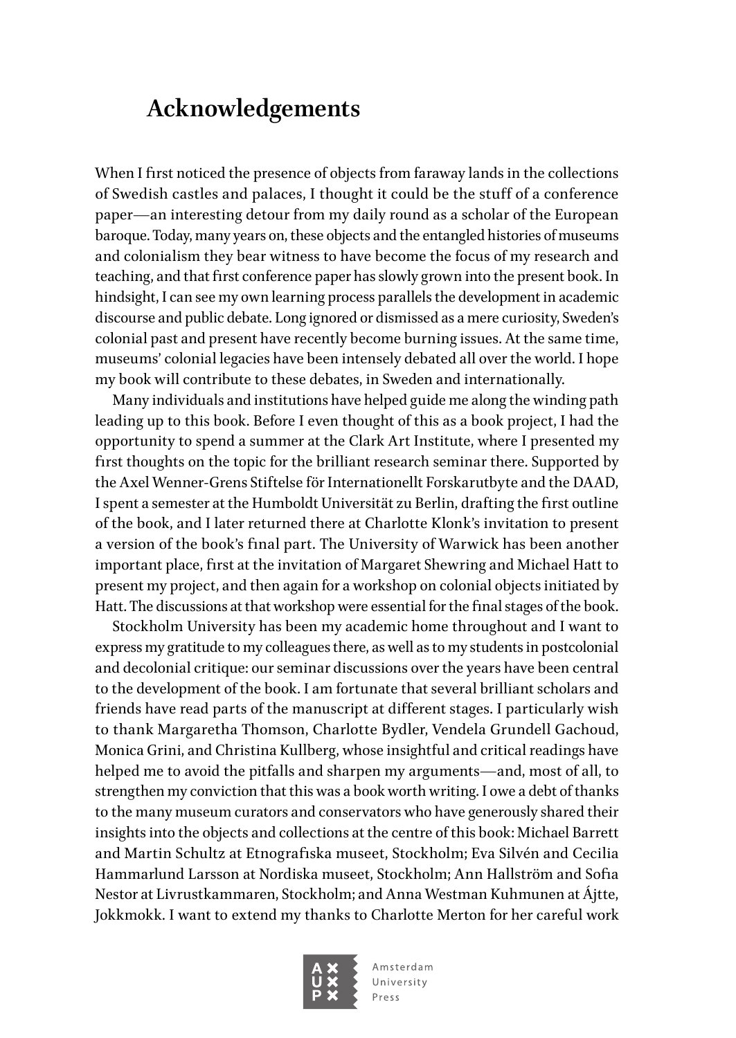# Acknowledgements

When I first noticed the presence of objects from faraway lands in the collections of Swedish castles and palaces, I thought it could be the stuff of a conference paper—an interesting detour from my daily round as a scholar of the European baroque. Today, many years on, these objects and the entangled histories of museums and colonialism they bear witness to have become the focus of my research and teaching, and that first conference paper has slowly grown into the present book. In hindsight, I can see my own learning process parallels the development in academic discourse and public debate. Long ignored or dismissed as a mere curiosity, Sweden's colonial past and present have recently become burning issues. At the same time, museums' colonial legacies have been intensely debated all over the world. I hope my book will contribute to these debates, in Sweden and internationally.

Many individuals and institutions have helped guide me along the winding path leading up to this book. Before I even thought of this as a book project, I had the opportunity to spend a summer at the Clark Art Institute, where I presented my first thoughts on the topic for the brilliant research seminar there. Supported by the Axel Wenner-Grens Stiftelse för Internationellt Forskarutbyte and the DAAD, I spent a semester at the Humboldt Universität zu Berlin, drafting the first outline of the book, and I later returned there at Charlotte Klonk's invitation to present a version of the book's final part. The University of Warwick has been another important place, first at the invitation of Margaret Shewring and Michael Hatt to present my project, and then again for a workshop on colonial objects initiated by Hatt. The discussions at that workshop were essential for the final stages of the book.

Stockholm University has been my academic home throughout and I want to express my gratitude to my colleagues there, as well as to my students in postcolonial and decolonial critique: our seminar discussions over the years have been central to the development of the book. I am fortunate that several brilliant scholars and friends have read parts of the manuscript at different stages. I particularly wish to thank Margaretha Thomson, Charlotte Bydler, Vendela Grundell Gachoud, Monica Grini, and Christina Kullberg, whose insightful and critical readings have helped me to avoid the pitfalls and sharpen my arguments—and, most of all, to strengthen my conviction that this was a book worth writing. I owe a debt of thanks to the many museum curators and conservators who have generously shared their insights into the objects and collections at the centre of this book: Michael Barrett and Martin Schultz at Etnografiska museet, Stockholm; Eva Silvén and Cecilia Hammarlund Larsson at Nordiska museet, Stockholm; Ann Hallström and Sofia Nestor at Livrustkammaren, Stockholm; and Anna Westman Kuhmunen at Ájtte, Jokkmokk. I want to extend my thanks to Charlotte Merton for her careful work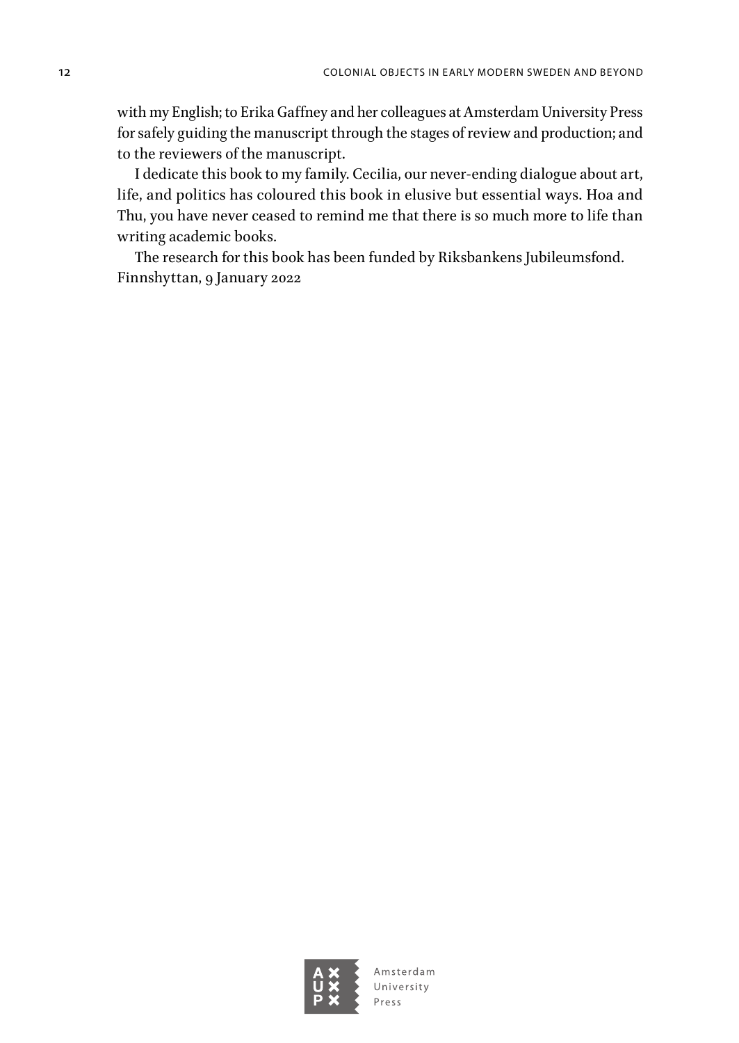with my English; to Erika Gaffney and her colleagues at Amsterdam University Press for safely guiding the manuscript through the stages of review and production; and to the reviewers of the manuscript.

I dedicate this book to my family. Cecilia, our never-ending dialogue about art, life, and politics has coloured this book in elusive but essential ways. Hoa and Thu, you have never ceased to remind me that there is so much more to life than writing academic books.

The research for this book has been funded by Riksbankens Jubileumsfond.

Finnshyttan, 9 January 2022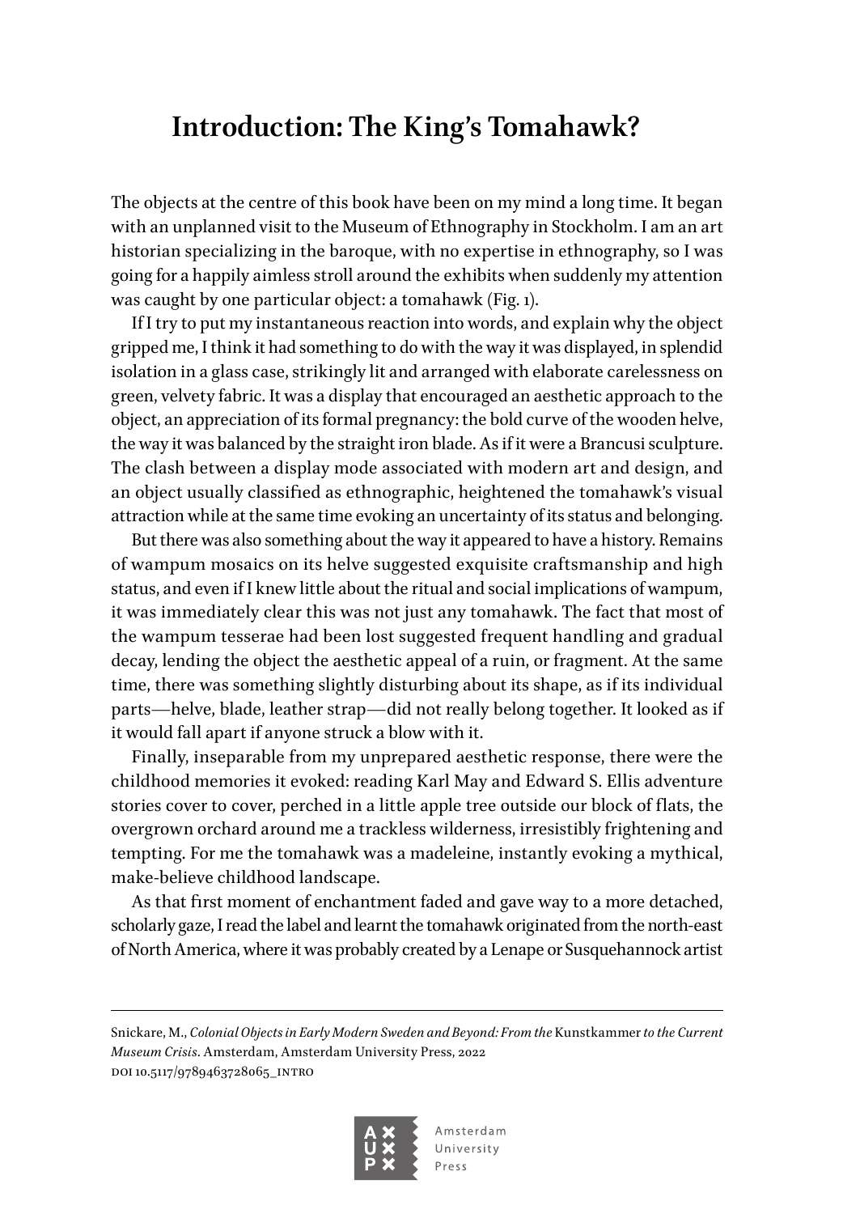# Introduction: The King's Tomahawk?

The objects at the centre of this book have been on my mind a long time. It began with an unplanned visit to the Museum of Ethnography in Stockholm. I am an art historian specializing in the baroque, with no expertise in ethnography, so I was going for a happily aimless stroll around the exhibits when suddenly my attention was caught by one particular object: a tomahawk (Fig. 1).

If I try to put my instantaneous reaction into words, and explain why the object gripped me, I think it had something to do with the way it was displayed, in splendid isolation in a glass case, strikingly lit and arranged with elaborate carelessness on green, velvety fabric. It was a display that encouraged an aesthetic approach to the object, an appreciation of its formal pregnancy: the bold curve of the wooden helve, the way it was balanced by the straight iron blade. As if it were a Brancusi sculpture. The clash between a display mode associated with modern art and design, and an object usually classified as ethnographic, heightened the tomahawk's visual attraction while at the same time evoking an uncertainty of its status and belonging.

But there was also something about the way it appeared to have a history. Remains of wampum mosaics on its helve suggested exquisite craftsmanship and high status, and even if I knew little about the ritual and social implications of wampum, it was immediately clear this was not just any tomahawk. The fact that most of the wampum tesserae had been lost suggested frequent handling and gradual decay, lending the object the aesthetic appeal of a ruin, or fragment. At the same time, there was something slightly disturbing about its shape, as if its individual parts—helve, blade, leather strap—did not really belong together. It looked as if it would fall apart if anyone struck a blow with it.

Finally, inseparable from my unprepared aesthetic response, there were the childhood memories it evoked: reading Karl May and Edward S. Ellis adventure stories cover to cover, perched in a little apple tree outside our block of flats, the overgrown orchard around me a trackless wilderness, irresistibly frightening and tempting. For me the tomahawk was a madeleine, instantly evoking a mythical, make-believe childhood landscape.

As that first moment of enchantment faded and gave way to a more detached, scholarly gaze, I read the label and learnt the tomahawk originated from the north-east of North America, where it was probably created by a Lenape or Susquehannock artist

---

Snickare, M., *Colonial Objects in Early Modern Sweden and Beyond: From the* Kunstkammer *to the Current Museum Crisis*. Amsterdam, Amsterdam University Press, 2022
DOI 10.5117/9789463728065_INTRO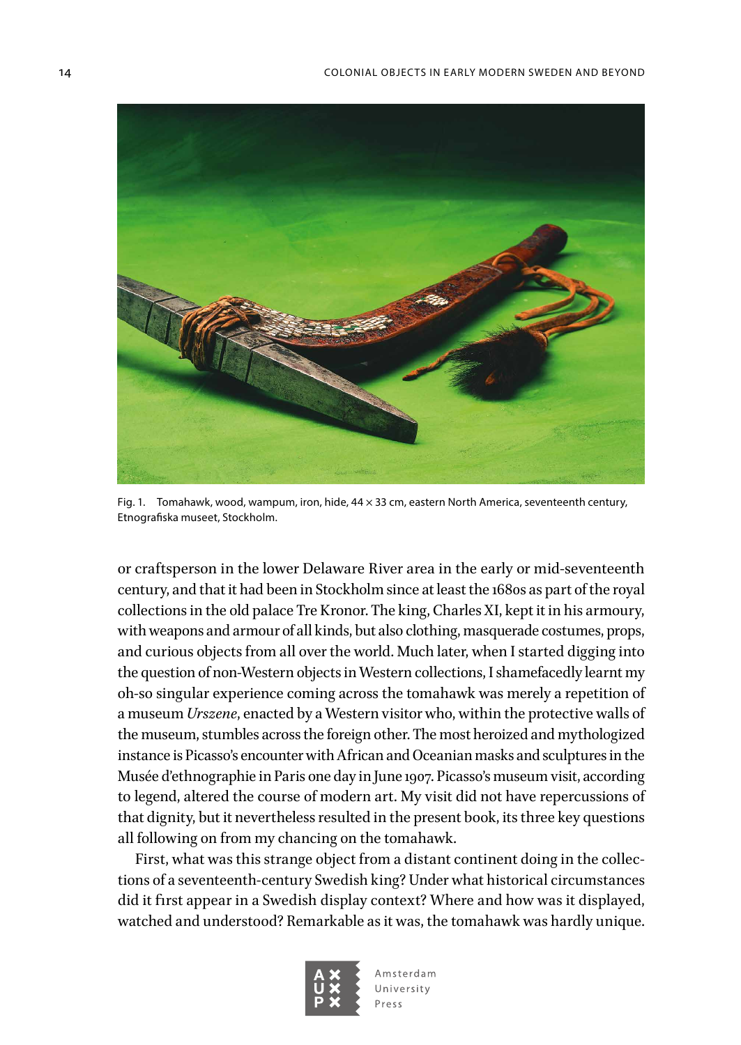Fig. 1. Tomahawk, wood, wampum, iron, hide, 44 × 33 cm, eastern North America, seventeenth century, Etnografiska museet, Stockholm.

or craftsperson in the lower Delaware River area in the early or mid-seventeenth century, and that it had been in Stockholm since at least the 1680s as part of the royal collections in the old palace Tre Kronor. The king, Charles XI, kept it in his armoury, with weapons and armour of all kinds, but also clothing, masquerade costumes, props, and curious objects from all over the world. Much later, when I started digging into the question of non-Western objects in Western collections, I shamefacedly learnt my oh-so singular experience coming across the tomahawk was merely a repetition of a museum *Urszene*, enacted by a Western visitor who, within the protective walls of the museum, stumbles across the foreign other. The most heroized and mythologized instance is Picasso's encounter with African and Oceanian masks and sculptures in the Musée d'ethnographie in Paris one day in June 1907. Picasso's museum visit, according to legend, altered the course of modern art. My visit did not have repercussions of that dignity, but it nevertheless resulted in the present book, its three key questions all following on from my chancing on the tomahawk.

First, what was this strange object from a distant continent doing in the collections of a seventeenth-century Swedish king? Under what historical circumstances did it first appear in a Swedish display context? Where and how was it displayed, watched and understood? Remarkable as it was, the tomahawk was hardly unique.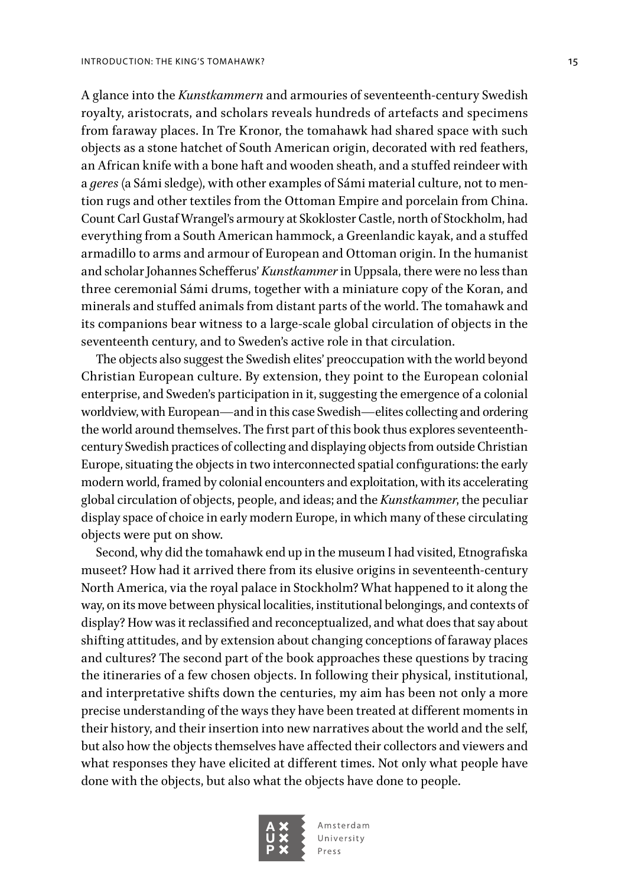A glance into the *Kunstkammern* and armouries of seventeenth-century Swedish royalty, aristocrats, and scholars reveals hundreds of artefacts and specimens from faraway places. In Tre Kronor, the tomahawk had shared space with such objects as a stone hatchet of South American origin, decorated with red feathers, an African knife with a bone haft and wooden sheath, and a stuffed reindeer with a *geres* (a Sámi sledge), with other examples of Sámi material culture, not to mention rugs and other textiles from the Ottoman Empire and porcelain from China. Count Carl Gustaf Wrangel's armoury at Skokloster Castle, north of Stockholm, had everything from a South American hammock, a Greenlandic kayak, and a stuffed armadillo to arms and armour of European and Ottoman origin. In the humanist and scholar Johannes Schefferus' *Kunstkammer* in Uppsala, there were no less than three ceremonial Sámi drums, together with a miniature copy of the Koran, and minerals and stuffed animals from distant parts of the world. The tomahawk and its companions bear witness to a large-scale global circulation of objects in the seventeenth century, and to Sweden's active role in that circulation.

The objects also suggest the Swedish elites' preoccupation with the world beyond Christian European culture. By extension, they point to the European colonial enterprise, and Sweden's participation in it, suggesting the emergence of a colonial worldview, with European—and in this case Swedish—elites collecting and ordering the world around themselves. The first part of this book thus explores seventeenth-century Swedish practices of collecting and displaying objects from outside Christian Europe, situating the objects in two interconnected spatial configurations: the early modern world, framed by colonial encounters and exploitation, with its accelerating global circulation of objects, people, and ideas; and the *Kunstkammer*, the peculiar display space of choice in early modern Europe, in which many of these circulating objects were put on show.

Second, why did the tomahawk end up in the museum I had visited, Etnografiska museet? How had it arrived there from its elusive origins in seventeenth-century North America, via the royal palace in Stockholm? What happened to it along the way, on its move between physical localities, institutional belongings, and contexts of display? How was it reclassified and reconceptualized, and what does that say about shifting attitudes, and by extension about changing conceptions of faraway places and cultures? The second part of the book approaches these questions by tracing the itineraries of a few chosen objects. In following their physical, institutional, and interpretative shifts down the centuries, my aim has been not only a more precise understanding of the ways they have been treated at different moments in their history, and their insertion into new narratives about the world and the self, but also how the objects themselves have affected their collectors and viewers and what responses they have elicited at different times. Not only what people have done with the objects, but also what the objects have done to people.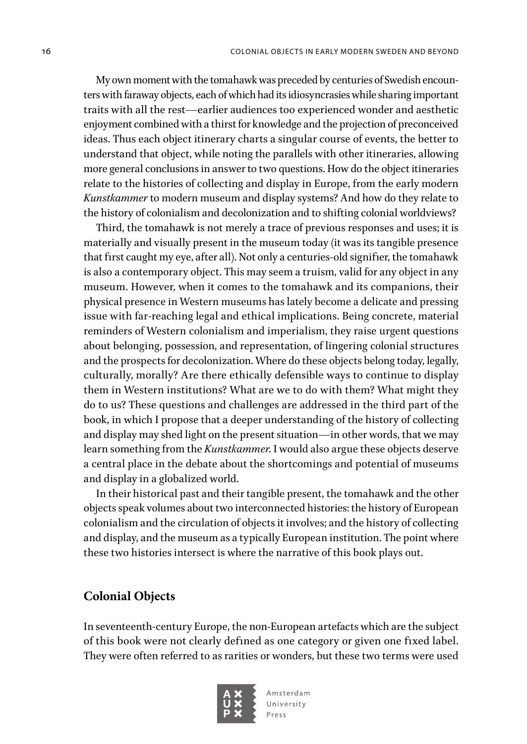My own moment with the tomahawk was preceded by centuries of Swedish encounters with faraway objects, each of which had its idiosyncrasies while sharing important traits with all the rest—earlier audiences too experienced wonder and aesthetic enjoyment combined with a thirst for knowledge and the projection of preconceived ideas. Thus each object itinerary charts a singular course of events, the better to understand that object, while noting the parallels with other itineraries, allowing more general conclusions in answer to two questions. How do the object itineraries relate to the histories of collecting and display in Europe, from the early modern *Kunstkammer* to modern museum and display systems? And how do they relate to the history of colonialism and decolonization and to shifting colonial worldviews?

Third, the tomahawk is not merely a trace of previous responses and uses; it is materially and visually present in the museum today (it was its tangible presence that first caught my eye, after all). Not only a centuries-old signifier, the tomahawk is also a contemporary object. This may seem a truism, valid for any object in any museum. However, when it comes to the tomahawk and its companions, their physical presence in Western museums has lately become a delicate and pressing issue with far-reaching legal and ethical implications. Being concrete, material reminders of Western colonialism and imperialism, they raise urgent questions about belonging, possession, and representation, of lingering colonial structures and the prospects for decolonization. Where do these objects belong today, legally, culturally, morally? Are there ethically defensible ways to continue to display them in Western institutions? What are we to do with them? What might they do to us? These questions and challenges are addressed in the third part of the book, in which I propose that a deeper understanding of the history of collecting and display may shed light on the present situation—in other words, that we may learn something from the *Kunstkammer*. I would also argue these objects deserve a central place in the debate about the shortcomings and potential of museums and display in a globalized world.

In their historical past and their tangible present, the tomahawk and the other objects speak volumes about two interconnected histories: the history of European colonialism and the circulation of objects it involves; and the history of collecting and display, and the museum as a typically European institution. The point where these two histories intersect is where the narrative of this book plays out.

## Colonial Objects

In seventeenth-century Europe, the non-European artefacts which are the subject of this book were not clearly defined as one category or given one fixed label. They were often referred to as rarities or wonders, but these two terms were used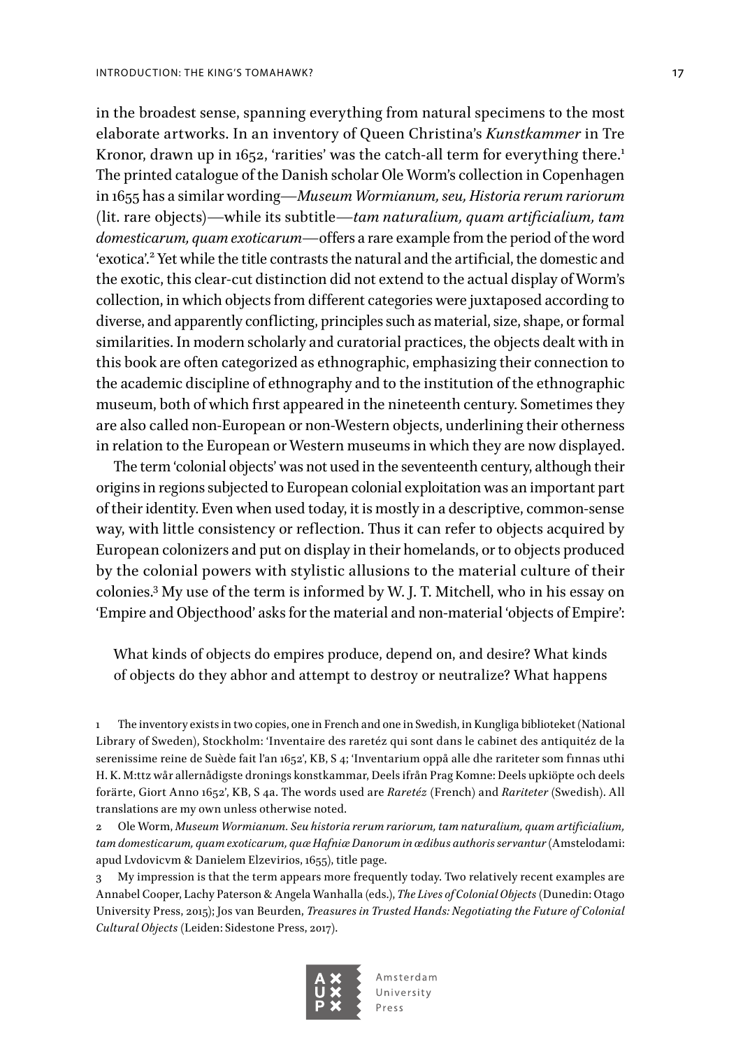in the broadest sense, spanning everything from natural specimens to the most elaborate artworks. In an inventory of Queen Christina's *Kunstkammer* in Tre Kronor, drawn up in 1652, 'rarities' was the catch-all term for everything there.[1] The printed catalogue of the Danish scholar Ole Worm's collection in Copenhagen in 1655 has a similar wording—*Museum Wormianum, seu, Historia rerum rariorum* (lit. rare objects)—while its subtitle—*tam naturalium, quam artificialium, tam domesticarum, quam exoticarum*—offers a rare example from the period of the word 'exotica'.[2] Yet while the title contrasts the natural and the artificial, the domestic and the exotic, this clear-cut distinction did not extend to the actual display of Worm's collection, in which objects from different categories were juxtaposed according to diverse, and apparently conflicting, principles such as material, size, shape, or formal similarities. In modern scholarly and curatorial practices, the objects dealt with in this book are often categorized as ethnographic, emphasizing their connection to the academic discipline of ethnography and to the institution of the ethnographic museum, both of which first appeared in the nineteenth century. Sometimes they are also called non-European or non-Western objects, underlining their otherness in relation to the European or Western museums in which they are now displayed.

The term 'colonial objects' was not used in the seventeenth century, although their origins in regions subjected to European colonial exploitation was an important part of their identity. Even when used today, it is mostly in a descriptive, common-sense way, with little consistency or reflection. Thus it can refer to objects acquired by European colonizers and put on display in their homelands, or to objects produced by the colonial powers with stylistic allusions to the material culture of their colonies.[3] My use of the term is informed by W. J. T. Mitchell, who in his essay on 'Empire and Objecthood' asks for the material and non-material 'objects of Empire':

> What kinds of objects do empires produce, depend on, and desire? What kinds of objects do they abhor and attempt to destroy or neutralize? What happens

1 The inventory exists in two copies, one in French and one in Swedish, in Kungliga biblioteket (National Library of Sweden), Stockholm: 'Inventaire des raretéz qui sont dans le cabinet des antiquitéz de la serenissime reine de Suède fait l'an 1652', KB, S 4; 'Inventarium oppå alle dhe rariteter som finnas uthi H. K. M:ttz wår allernådigste dronings konstkammar, Deels ifrån Prag Komne: Deels upköpte och deels forärte, Giort Anno 1652', KB, S 4a. The words used are *Raretéz* (French) and *Rariteter* (Swedish). All translations are my own unless otherwise noted.

2 Ole Worm, *Museum Wormianum. Seu historia rerum rariorum, tam naturalium, quam artificialium, tam domesticarum, quam exoticarum, quæ Hafniæ Danorum in ædibus authoris servantur* (Amstelodami: apud Lvdovicvm & Danielem Elzevirios, 1655), title page.

3 My impression is that the term appears more frequently today. Two relatively recent examples are Annabel Cooper, Lachy Paterson & Angela Wanhalla (eds.), *The Lives of Colonial Objects* (Dunedin: Otago University Press, 2015); Jos van Beurden, *Treasures in Trusted Hands: Negotiating the Future of Colonial Cultural Objects* (Leiden: Sidestone Press, 2017).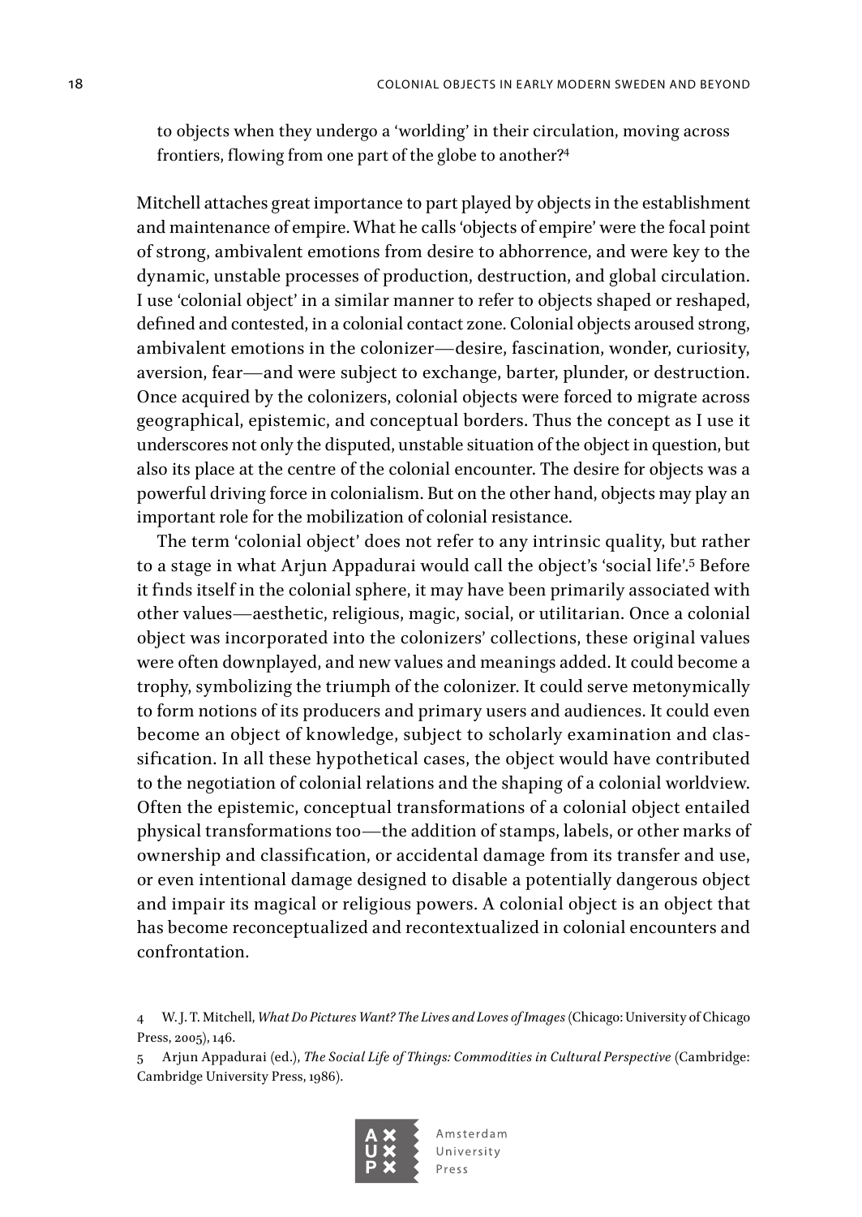to objects when they undergo a 'worlding' in their circulation, moving across frontiers, flowing from one part of the globe to another?[4]

Mitchell attaches great importance to part played by objects in the establishment and maintenance of empire. What he calls 'objects of empire' were the focal point of strong, ambivalent emotions from desire to abhorrence, and were key to the dynamic, unstable processes of production, destruction, and global circulation. I use 'colonial object' in a similar manner to refer to objects shaped or reshaped, defined and contested, in a colonial contact zone. Colonial objects aroused strong, ambivalent emotions in the colonizer—desire, fascination, wonder, curiosity, aversion, fear—and were subject to exchange, barter, plunder, or destruction. Once acquired by the colonizers, colonial objects were forced to migrate across geographical, epistemic, and conceptual borders. Thus the concept as I use it underscores not only the disputed, unstable situation of the object in question, but also its place at the centre of the colonial encounter. The desire for objects was a powerful driving force in colonialism. But on the other hand, objects may play an important role for the mobilization of colonial resistance.

The term 'colonial object' does not refer to any intrinsic quality, but rather to a stage in what Arjun Appadurai would call the object's 'social life'.[5] Before it finds itself in the colonial sphere, it may have been primarily associated with other values—aesthetic, religious, magic, social, or utilitarian. Once a colonial object was incorporated into the colonizers' collections, these original values were often downplayed, and new values and meanings added. It could become a trophy, symbolizing the triumph of the colonizer. It could serve metonymically to form notions of its producers and primary users and audiences. It could even become an object of knowledge, subject to scholarly examination and classification. In all these hypothetical cases, the object would have contributed to the negotiation of colonial relations and the shaping of a colonial worldview. Often the epistemic, conceptual transformations of a colonial object entailed physical transformations too—the addition of stamps, labels, or other marks of ownership and classification, or accidental damage from its transfer and use, or even intentional damage designed to disable a potentially dangerous object and impair its magical or religious powers. A colonial object is an object that has become reconceptualized and recontextualized in colonial encounters and confrontation.

4 W. J. T. Mitchell, *What Do Pictures Want? The Lives and Loves of Images* (Chicago: University of Chicago Press, 2005), 146.

5 Arjun Appadurai (ed.), *The Social Life of Things: Commodities in Cultural Perspective* (Cambridge: Cambridge University Press, 1986).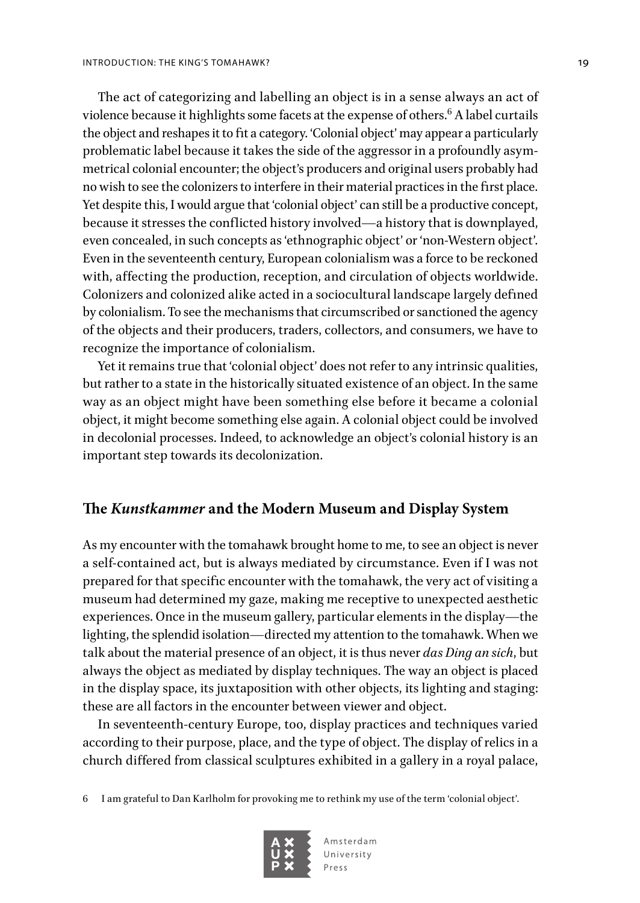The act of categorizing and labelling an object is in a sense always an act of violence because it highlights some facets at the expense of others.[6] A label curtails the object and reshapes it to fit a category. 'Colonial object' may appear a particularly problematic label because it takes the side of the aggressor in a profoundly asymmetrical colonial encounter; the object's producers and original users probably had no wish to see the colonizers to interfere in their material practices in the first place. Yet despite this, I would argue that 'colonial object' can still be a productive concept, because it stresses the conflicted history involved—a history that is downplayed, even concealed, in such concepts as 'ethnographic object' or 'non-Western object'. Even in the seventeenth century, European colonialism was a force to be reckoned with, affecting the production, reception, and circulation of objects worldwide. Colonizers and colonized alike acted in a sociocultural landscape largely defined by colonialism. To see the mechanisms that circumscribed or sanctioned the agency of the objects and their producers, traders, collectors, and consumers, we have to recognize the importance of colonialism.

Yet it remains true that 'colonial object' does not refer to any intrinsic qualities, but rather to a state in the historically situated existence of an object. In the same way as an object might have been something else before it became a colonial object, it might become something else again. A colonial object could be involved in decolonial processes. Indeed, to acknowledge an object's colonial history is an important step towards its decolonization.

## The *Kunstkammer* and the Modern Museum and Display System

As my encounter with the tomahawk brought home to me, to see an object is never a self-contained act, but is always mediated by circumstance. Even if I was not prepared for that specific encounter with the tomahawk, the very act of visiting a museum had determined my gaze, making me receptive to unexpected aesthetic experiences. Once in the museum gallery, particular elements in the display—the lighting, the splendid isolation—directed my attention to the tomahawk. When we talk about the material presence of an object, it is thus never *das Ding an sich*, but always the object as mediated by display techniques. The way an object is placed in the display space, its juxtaposition with other objects, its lighting and staging: these are all factors in the encounter between viewer and object.

In seventeenth-century Europe, too, display practices and techniques varied according to their purpose, place, and the type of object. The display of relics in a church differed from classical sculptures exhibited in a gallery in a royal palace,

6 I am grateful to Dan Karlholm for provoking me to rethink my use of the term 'colonial object'.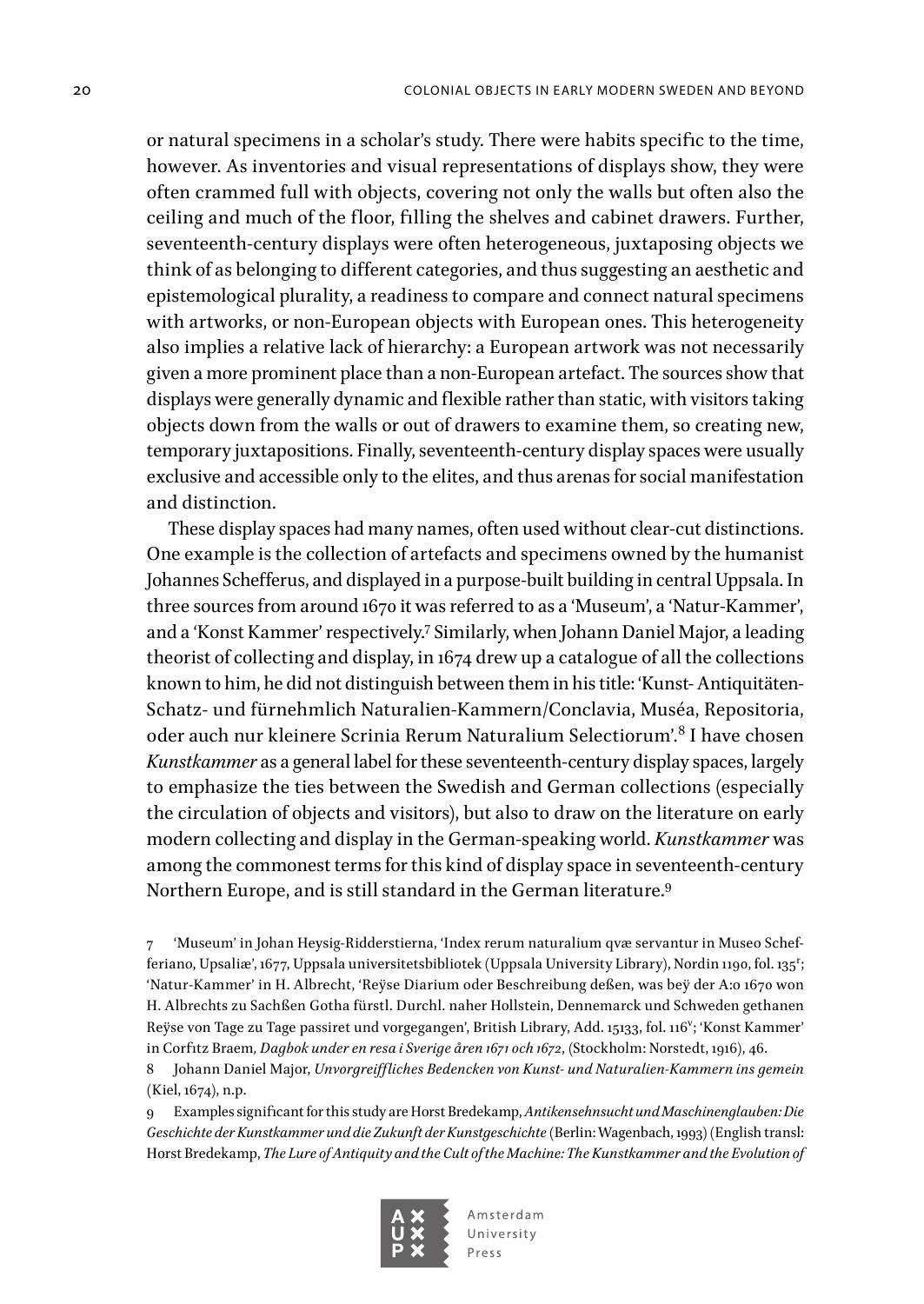or natural specimens in a scholar's study. There were habits specific to the time, however. As inventories and visual representations of displays show, they were often crammed full with objects, covering not only the walls but often also the ceiling and much of the floor, filling the shelves and cabinet drawers. Further, seventeenth-century displays were often heterogeneous, juxtaposing objects we think of as belonging to different categories, and thus suggesting an aesthetic and epistemological plurality, a readiness to compare and connect natural specimens with artworks, or non-European objects with European ones. This heterogeneity also implies a relative lack of hierarchy: a European artwork was not necessarily given a more prominent place than a non-European artefact. The sources show that displays were generally dynamic and flexible rather than static, with visitors taking objects down from the walls or out of drawers to examine them, so creating new, temporary juxtapositions. Finally, seventeenth-century display spaces were usually exclusive and accessible only to the elites, and thus arenas for social manifestation and distinction.

These display spaces had many names, often used without clear-cut distinctions. One example is the collection of artefacts and specimens owned by the humanist Johannes Schefferus, and displayed in a purpose-built building in central Uppsala. In three sources from around 1670 it was referred to as a 'Museum', a 'Natur-Kammer', and a 'Konst Kammer' respectively.[7] Similarly, when Johann Daniel Major, a leading theorist of collecting and display, in 1674 drew up a catalogue of all the collections known to him, he did not distinguish between them in his title: 'Kunst- Antiquitäten- Schatz- und fürnehmlich Naturalien-Kammern/Conclavia, Muséa, Repositoria, oder auch nur kleinere Scrinia Rerum Naturalium Selectiorum'.[8] I have chosen *Kunstkammer* as a general label for these seventeenth-century display spaces, largely to emphasize the ties between the Swedish and German collections (especially the circulation of objects and visitors), but also to draw on the literature on early modern collecting and display in the German-speaking world. *Kunstkammer* was among the commonest terms for this kind of display space in seventeenth-century Northern Europe, and is still standard in the German literature.[9]

7 'Museum' in Johan Heysig-Ridderstierna, 'Index rerum naturalium qvæ servantur in Museo Schefferiano, Upsaliæ', 1677, Uppsala universitetsbibliotek (Uppsala University Library), Nordin 1190, fol. 135ʳ; 'Natur-Kammer' in H. Albrecht, 'Reÿse Diarium oder Beschreibung deßen, was beÿ der A:o 1670 won H. Albrechts zu Sachßen Gotha fürstl. Durchl. naher Hollstein, Dennemarck und Schweden gethanen Reÿse von Tage zu Tage passiret und vorgegangen', British Library, Add. 15133, fol. 116ᵛ; 'Konst Kammer' in Corfitz Braem, *Dagbok under en resa i Sverige åren 1671 och 1672*, (Stockholm: Norstedt, 1916), 46.

8 Johann Daniel Major, *Unvorgreiffliches Bedencken von Kunst- und Naturalien-Kammern ins gemein* (Kiel, 1674), n.p.

9 Examples significant for this study are Horst Bredekamp, *Antikensehnsucht und Maschinenglauben: Die Geschichte der Kunstkammer und die Zukunft der Kunstgeschichte* (Berlin: Wagenbach, 1993) (English transl: Horst Bredekamp, *The Lure of Antiquity and the Cult of the Machine: The Kunstkammer and the Evolution of*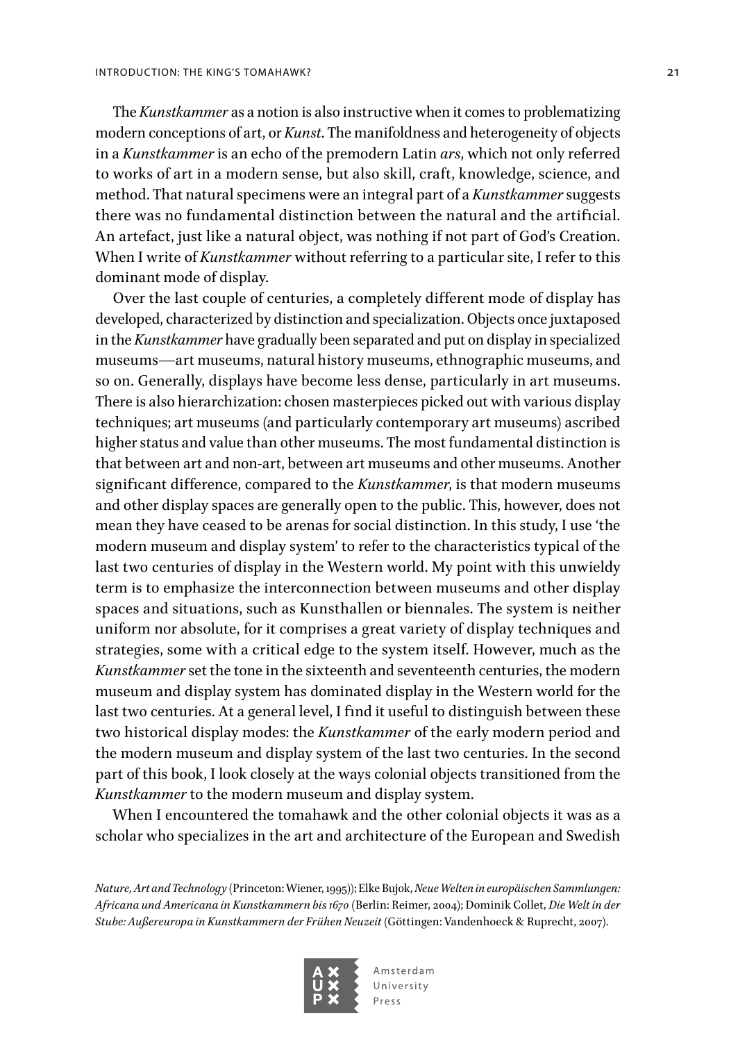The *Kunstkammer* as a notion is also instructive when it comes to problematizing modern conceptions of art, or *Kunst*. The manifoldness and heterogeneity of objects in a *Kunstkammer* is an echo of the premodern Latin *ars*, which not only referred to works of art in a modern sense, but also skill, craft, knowledge, science, and method. That natural specimens were an integral part of a *Kunstkammer* suggests there was no fundamental distinction between the natural and the artificial. An artefact, just like a natural object, was nothing if not part of God's Creation. When I write of *Kunstkammer* without referring to a particular site, I refer to this dominant mode of display.

Over the last couple of centuries, a completely different mode of display has developed, characterized by distinction and specialization. Objects once juxtaposed in the *Kunstkammer* have gradually been separated and put on display in specialized museums—art museums, natural history museums, ethnographic museums, and so on. Generally, displays have become less dense, particularly in art museums. There is also hierarchization: chosen masterpieces picked out with various display techniques; art museums (and particularly contemporary art museums) ascribed higher status and value than other museums. The most fundamental distinction is that between art and non-art, between art museums and other museums. Another significant difference, compared to the *Kunstkammer*, is that modern museums and other display spaces are generally open to the public. This, however, does not mean they have ceased to be arenas for social distinction. In this study, I use 'the modern museum and display system' to refer to the characteristics typical of the last two centuries of display in the Western world. My point with this unwieldy term is to emphasize the interconnection between museums and other display spaces and situations, such as Kunsthallen or biennales. The system is neither uniform nor absolute, for it comprises a great variety of display techniques and strategies, some with a critical edge to the system itself. However, much as the *Kunstkammer* set the tone in the sixteenth and seventeenth centuries, the modern museum and display system has dominated display in the Western world for the last two centuries. At a general level, I find it useful to distinguish between these two historical display modes: the *Kunstkammer* of the early modern period and the modern museum and display system of the last two centuries. In the second part of this book, I look closely at the ways colonial objects transitioned from the *Kunstkammer* to the modern museum and display system.

When I encountered the tomahawk and the other colonial objects it was as a scholar who specializes in the art and architecture of the European and Swedish

*Nature, Art and Technology* (Princeton: Wiener, 1995)); Elke Bujok, *Neue Welten in europäischen Sammlungen: Africana und Americana in Kunstkammern bis 1670* (Berlin: Reimer, 2004); Dominik Collet, *Die Welt in der Stube: Außereuropa in Kunstkammern der Frühen Neuzeit* (Göttingen: Vandenhoeck & Ruprecht, 2007).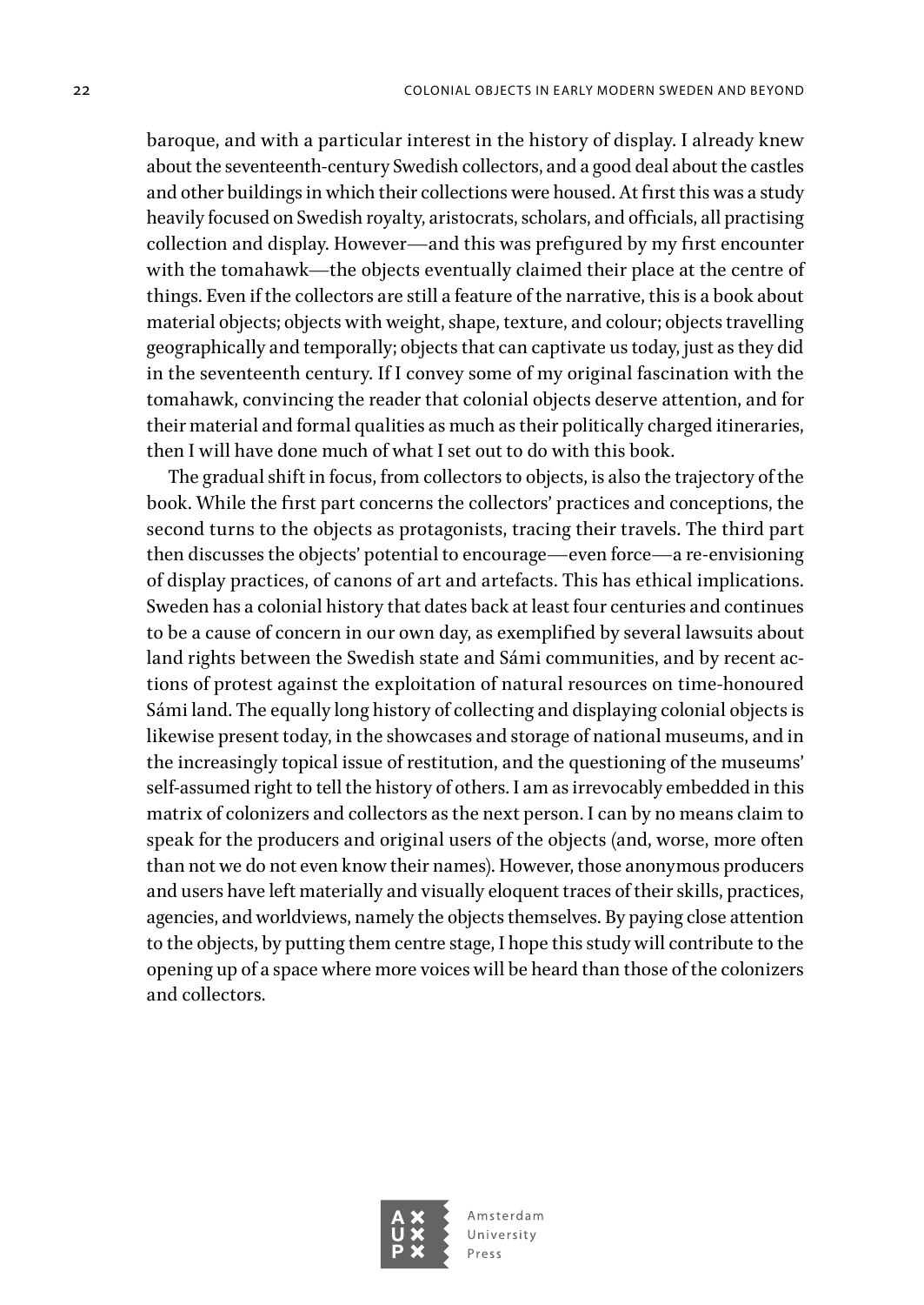baroque, and with a particular interest in the history of display. I already knew about the seventeenth-century Swedish collectors, and a good deal about the castles and other buildings in which their collections were housed. At first this was a study heavily focused on Swedish royalty, aristocrats, scholars, and officials, all practising collection and display. However—and this was prefigured by my first encounter with the tomahawk—the objects eventually claimed their place at the centre of things. Even if the collectors are still a feature of the narrative, this is a book about material objects; objects with weight, shape, texture, and colour; objects travelling geographically and temporally; objects that can captivate us today, just as they did in the seventeenth century. If I convey some of my original fascination with the tomahawk, convincing the reader that colonial objects deserve attention, and for their material and formal qualities as much as their politically charged itineraries, then I will have done much of what I set out to do with this book.

The gradual shift in focus, from collectors to objects, is also the trajectory of the book. While the first part concerns the collectors' practices and conceptions, the second turns to the objects as protagonists, tracing their travels. The third part then discusses the objects' potential to encourage—even force—a re-envisioning of display practices, of canons of art and artefacts. This has ethical implications. Sweden has a colonial history that dates back at least four centuries and continues to be a cause of concern in our own day, as exemplified by several lawsuits about land rights between the Swedish state and Sámi communities, and by recent actions of protest against the exploitation of natural resources on time-honoured Sámi land. The equally long history of collecting and displaying colonial objects is likewise present today, in the showcases and storage of national museums, and in the increasingly topical issue of restitution, and the questioning of the museums' self-assumed right to tell the history of others. I am as irrevocably embedded in this matrix of colonizers and collectors as the next person. I can by no means claim to speak for the producers and original users of the objects (and, worse, more often than not we do not even know their names). However, those anonymous producers and users have left materially and visually eloquent traces of their skills, practices, agencies, and worldviews, namely the objects themselves. By paying close attention to the objects, by putting them centre stage, I hope this study will contribute to the opening up of a space where more voices will be heard than those of the colonizers and collectors.